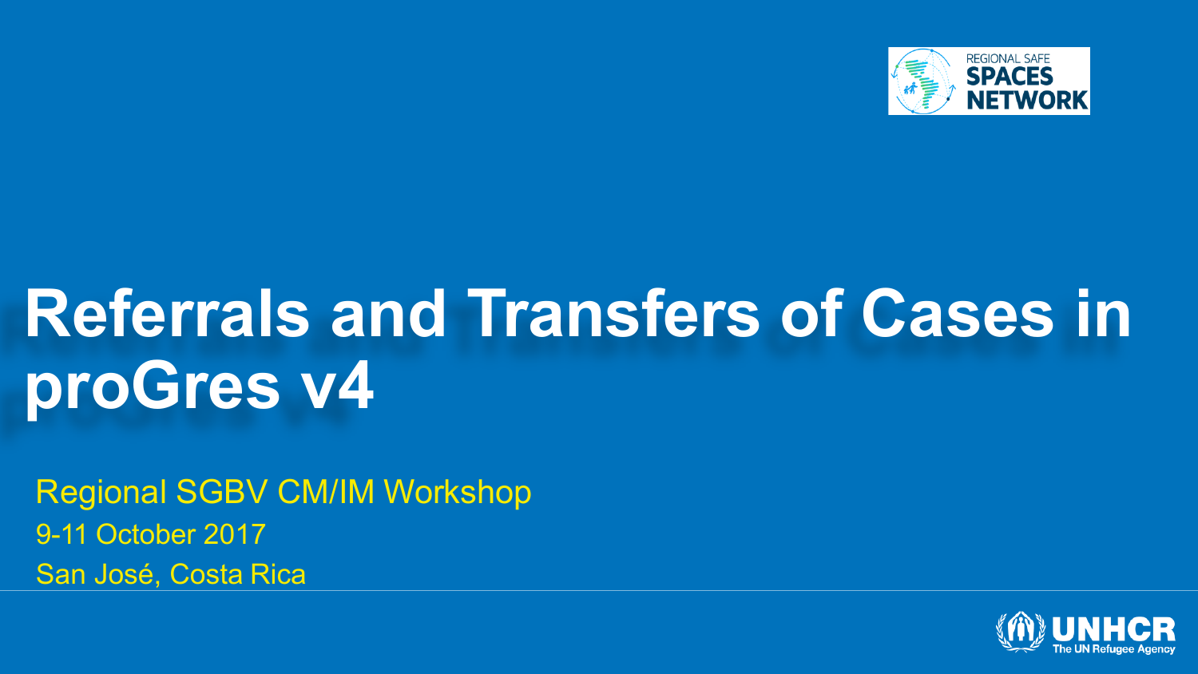REGIONAL SAFE SPACES NETWORK

# Referrals and Transfers of Cases in proGres v4

Regional SGBV CM/IM Workshop

9-11 October 2017

San José, Costa Rica

UNHCR
The UN Refugee Agency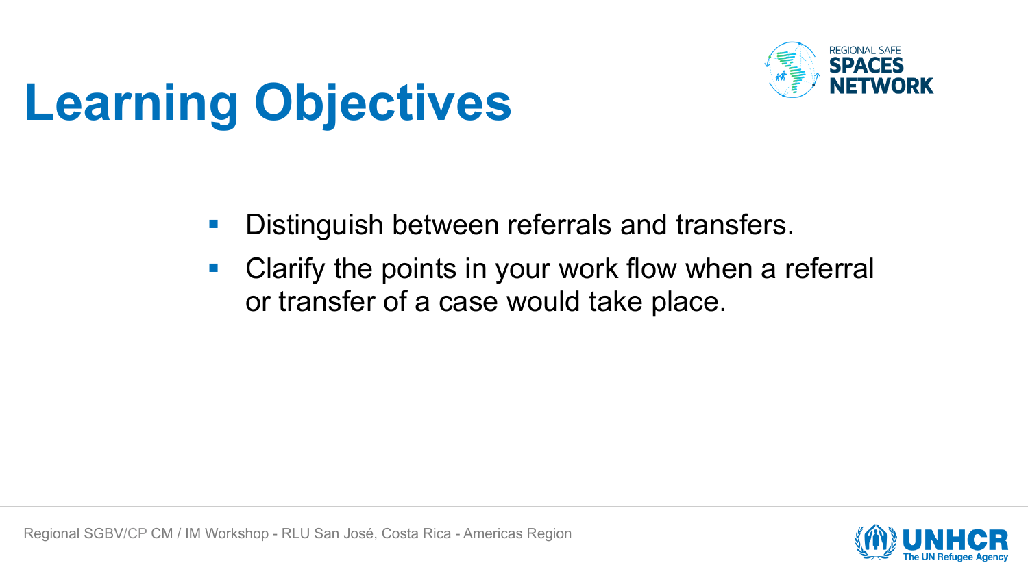# Learning Objectives

- Distinguish between referrals and transfers.
- Clarify the points in your work flow when a referral or transfer of a case would take place.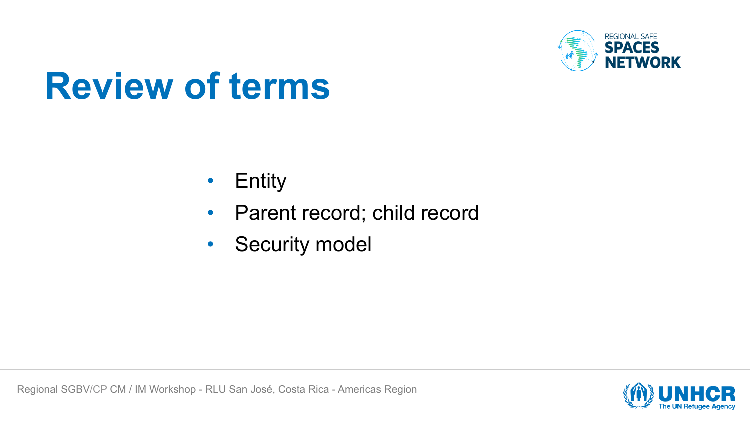# Review of terms

- Entity
- Parent record; child record
- Security model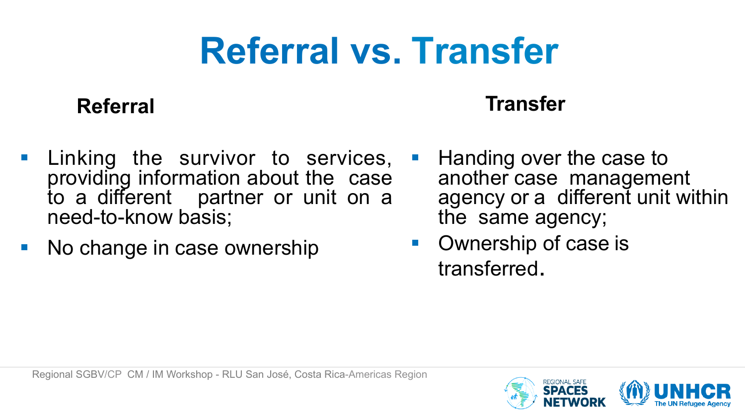# Referral vs. Transfer

## Referral

- Linking the survivor to services, providing information about the case to a different partner or unit on a need-to-know basis;
- No change in case ownership

## Transfer

- Handing over the case to another case management agency or a different unit within the same agency;
- Ownership of case is transferred.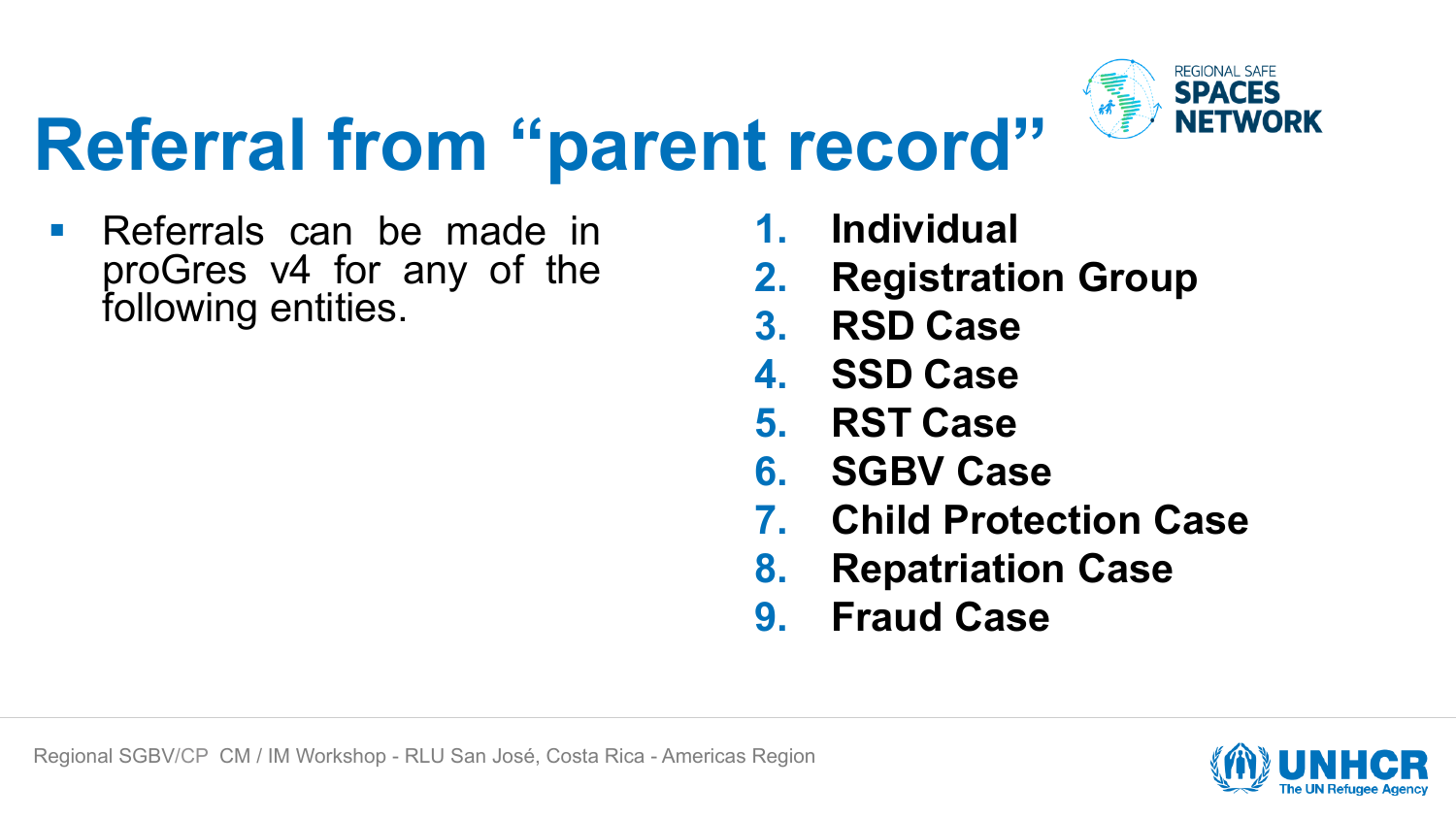# Referral from "parent record"

- Referrals can be made in proGres v4 for any of the following entities.

1. **Individual**
2. **Registration Group**
3. **RSD Case**
4. **SSD Case**
5. **RST Case**
6. **SGBV Case**
7. **Child Protection Case**
8. **Repatriation Case**
9. **Fraud Case**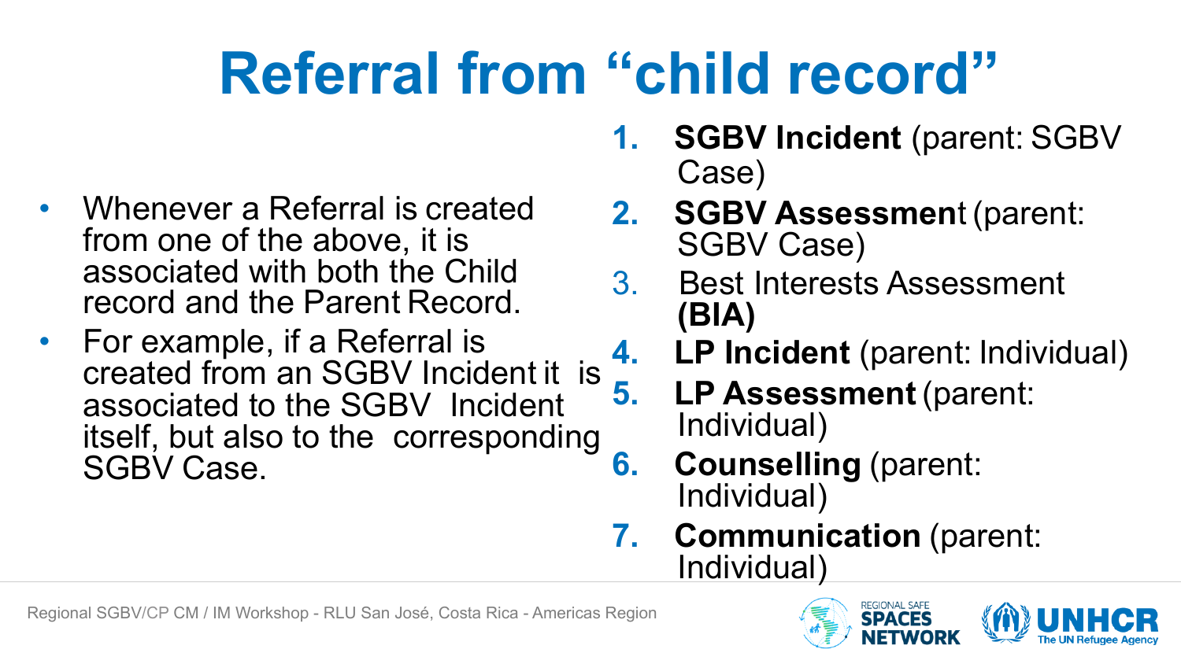# Referral from “child record”

1. **SGBV Incident** (parent: SGBV Case)
2. **SGBV Assessment** (parent: SGBV Case)
3. Best Interests Assessment **(BIA)**
4. **LP Incident** (parent: Individual)
5. **LP Assessment** (parent: Individual)
6. **Counselling** (parent: Individual)
7. **Communication** (parent: Individual)

- Whenever a Referral is created from one of the above, it is associated with both the Child record and the Parent Record.
- For example, if a Referral is created from an SGBV Incident it is associated to the SGBV Incident itself, but also to the corresponding SGBV Case.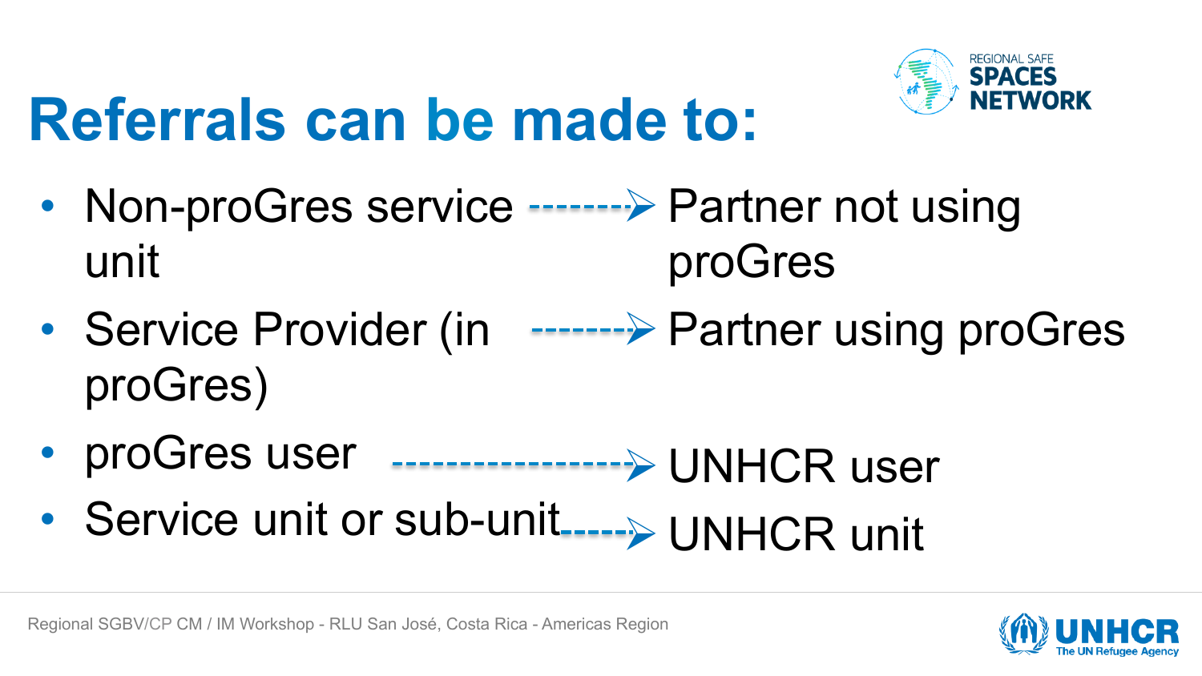# Referrals can be made to:

- Non-proGres service unit → Partner not using proGres
- Service Provider (in proGres) → Partner using proGres
- proGres user → UNHCR user
- Service unit or sub-unit → UNHCR unit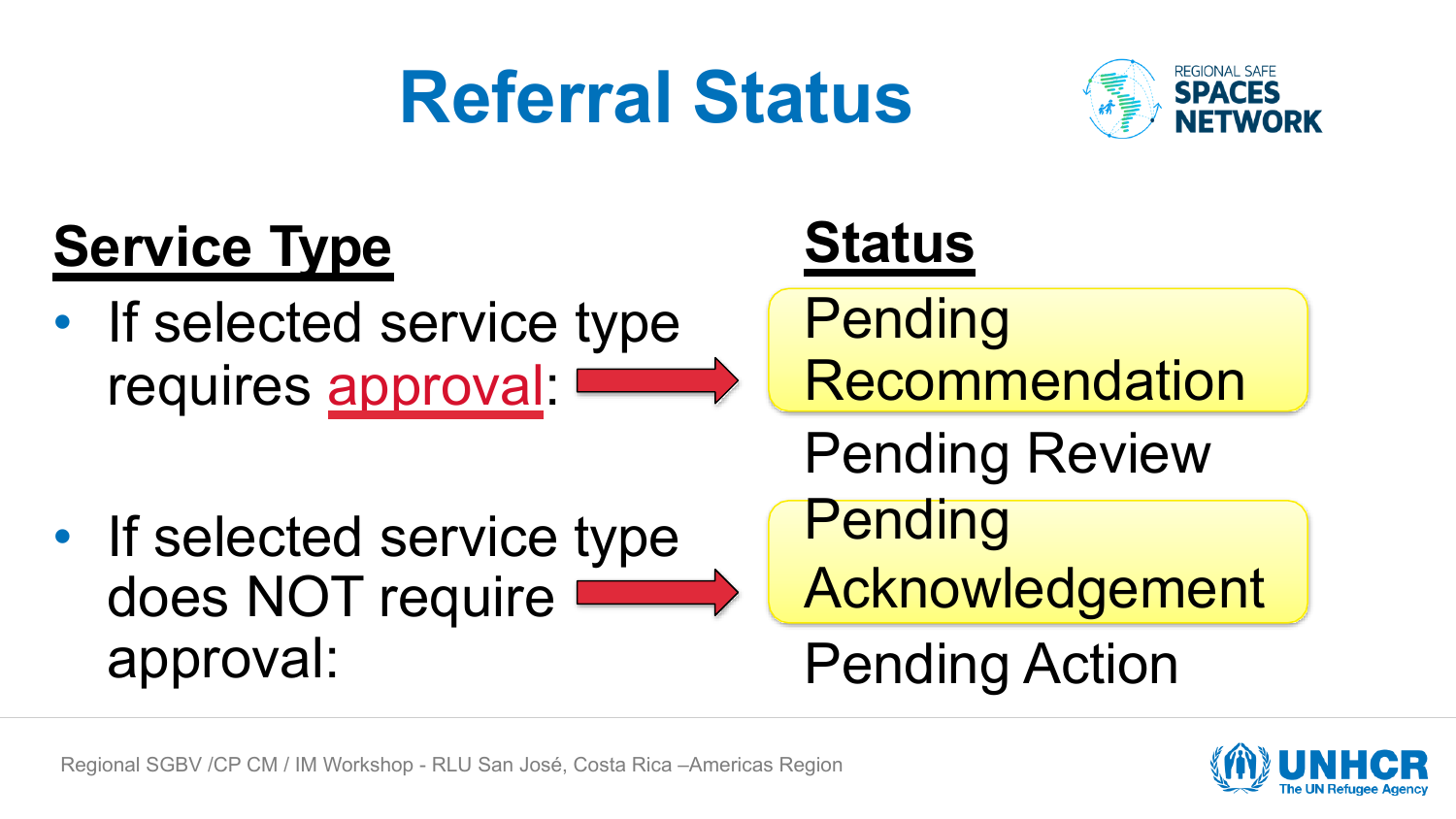# Referral Status

## Service Type

- If selected service type requires approval: → **Pending Recommendation**
- If selected service type does NOT require approval: → **Pending Acknowledgement**

## Status

- **Pending Recommendation**
- Pending Review
- **Pending Acknowledgement**
- Pending Action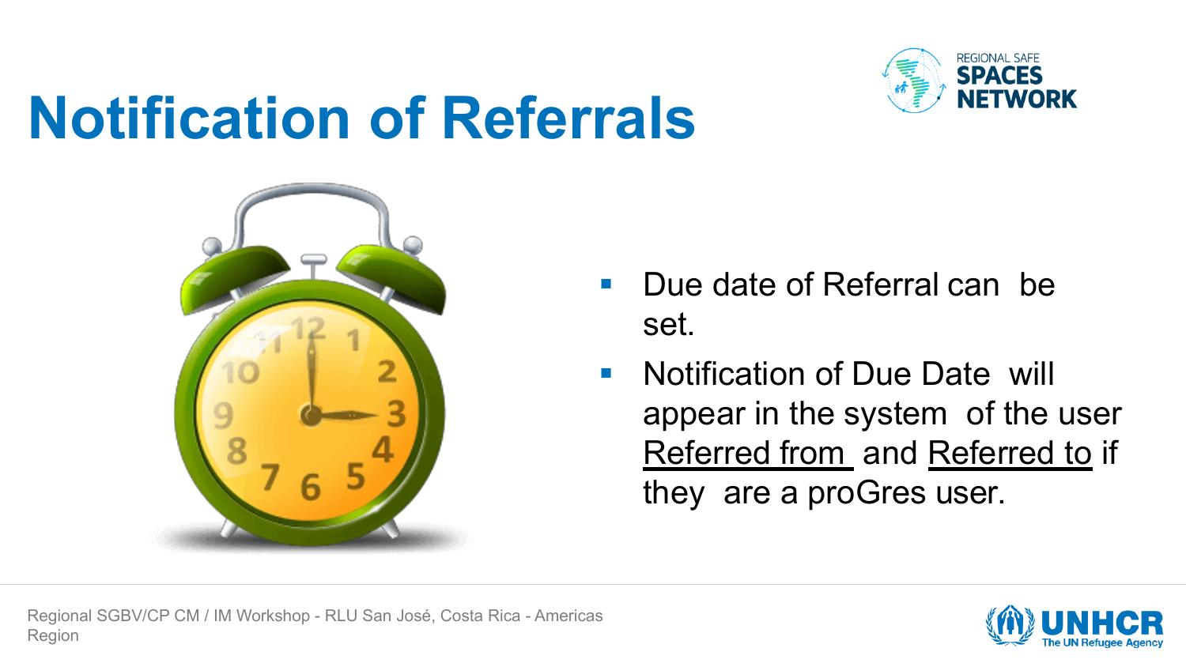# Notification of Referrals

- Due date of Referral can be set.
- Notification of Due Date will appear in the system of the user <u>Referred from</u> and <u>Referred to</u> if they are a proGres user.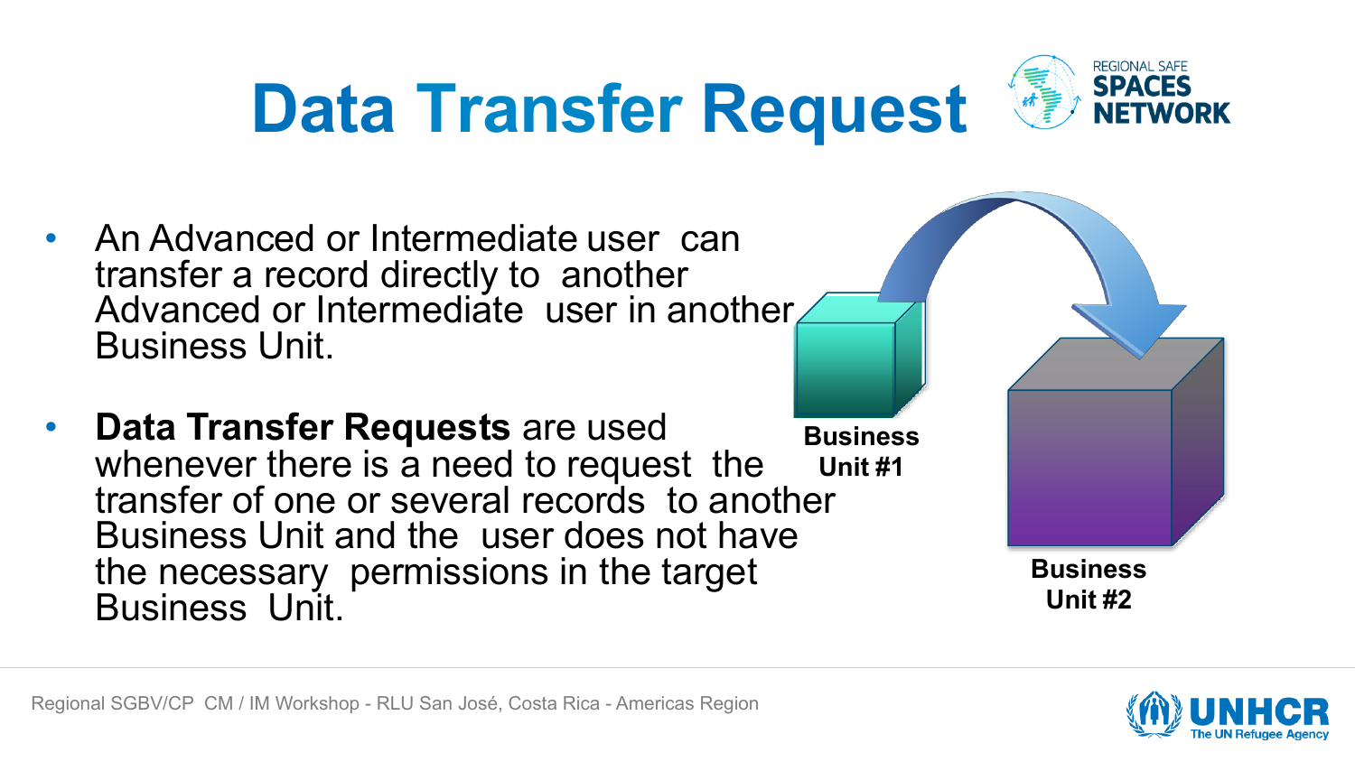# Data Transfer Request

- An Advanced or Intermediate user can transfer a record directly to another Advanced or Intermediate user in another Business Unit.
- **Data Transfer Requests** are used whenever there is a need to request the transfer of one or several records to another Business Unit and the user does not have the necessary permissions in the target Business Unit.

Business Unit #1

Business Unit #2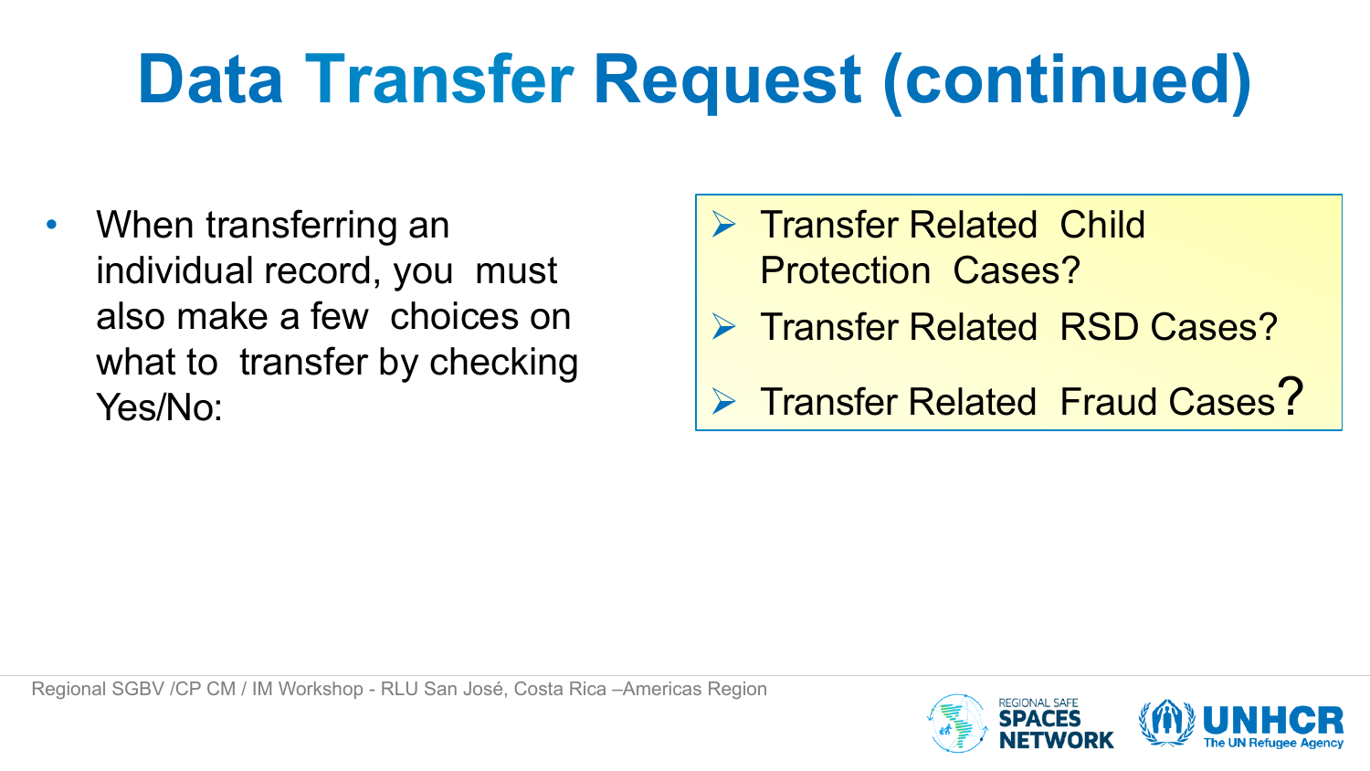# Data Transfer Request (continued)

- When transferring an individual record, you must also make a few choices on what to transfer by checking Yes/No:

> - Transfer Related Child Protection Cases?
> - Transfer Related RSD Cases?
> - Transfer Related Fraud Cases?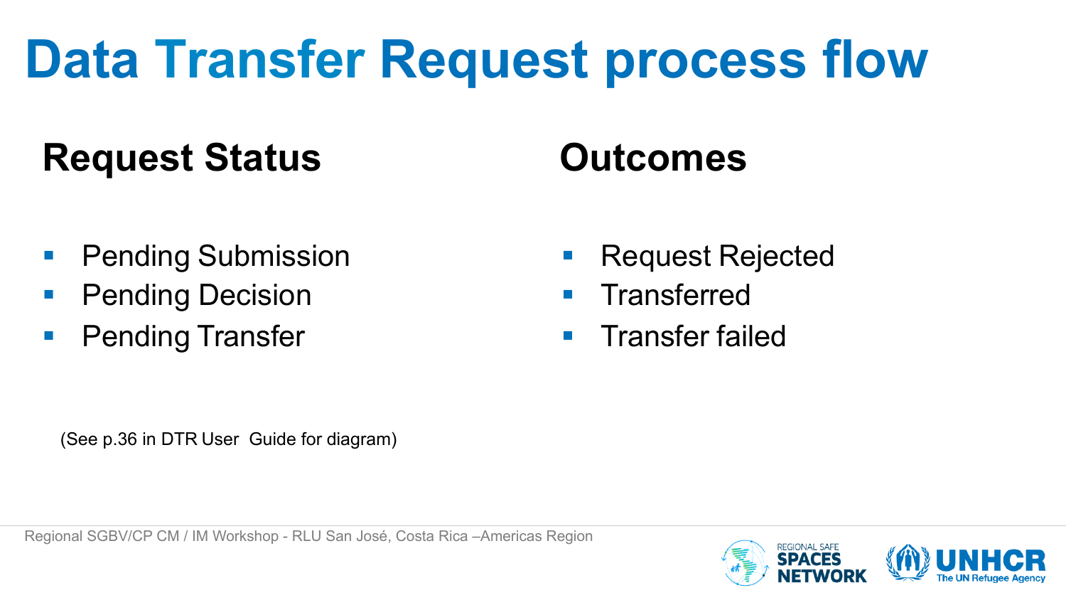# Data Transfer Request process flow

## Request Status

- Pending Submission
- Pending Decision
- Pending Transfer

## Outcomes

- Request Rejected
- Transferred
- Transfer failed

(See p.36 in DTR User Guide for diagram)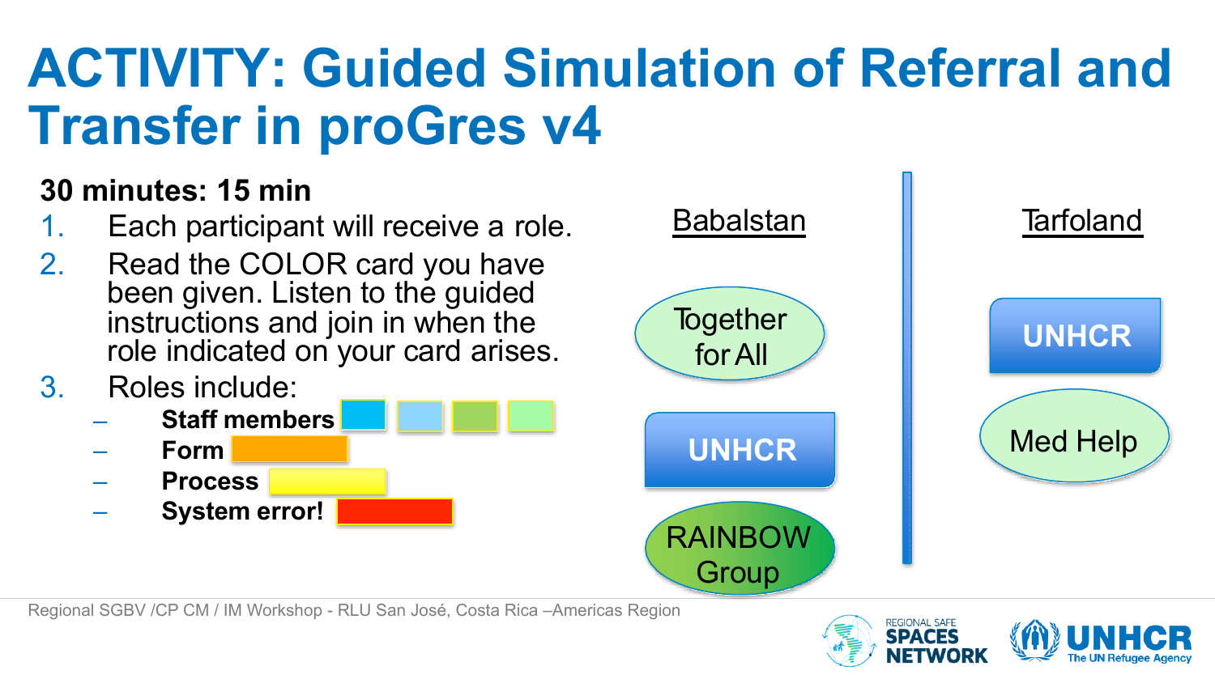# ACTIVITY: Guided Simulation of Referral and Transfer in proGres v4

**30 minutes: 15 min**

1. Each participant will receive a role.
2. Read the COLOR card you have been given. Listen to the guided instructions and join in when the role indicated on your card arises.
3. Roles include:
   - **Staff members**
   - **Form**
   - **Process**
   - **System error!**

Babalstan

Together for All

UNHCR

RAINBOW Group

Tarfoland

UNHCR

Med Help

Regional SGBV /CP CM / IM Workshop - RLU San José, Costa Rica –Americas Region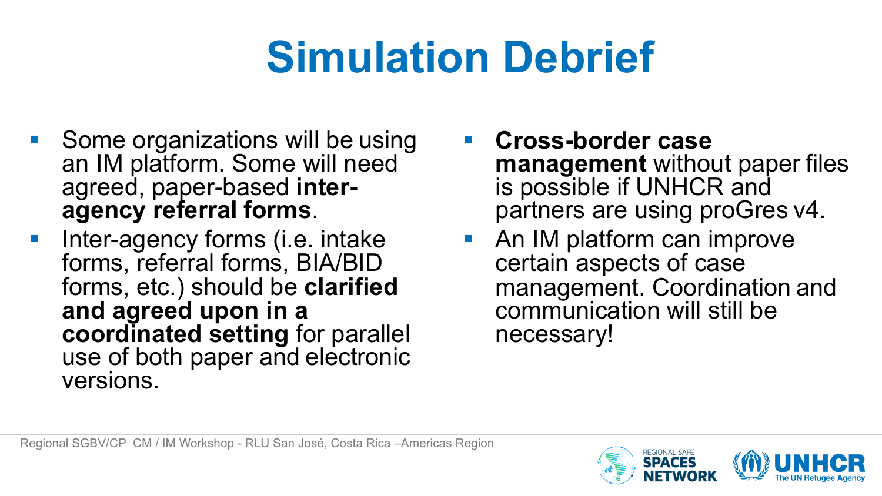# Simulation Debrief

- Some organizations will be using an IM platform. Some will need agreed, paper-based **inter-agency referral forms**.
- Inter-agency forms (i.e. intake forms, referral forms, BIA/BID forms, etc.) should be **clarified and agreed upon in a coordinated setting** for parallel use of both paper and electronic versions.
- **Cross-border case management** without paper files is possible if UNHCR and partners are using proGres v4.
- An IM platform can improve certain aspects of case management. Coordination and communication will still be necessary!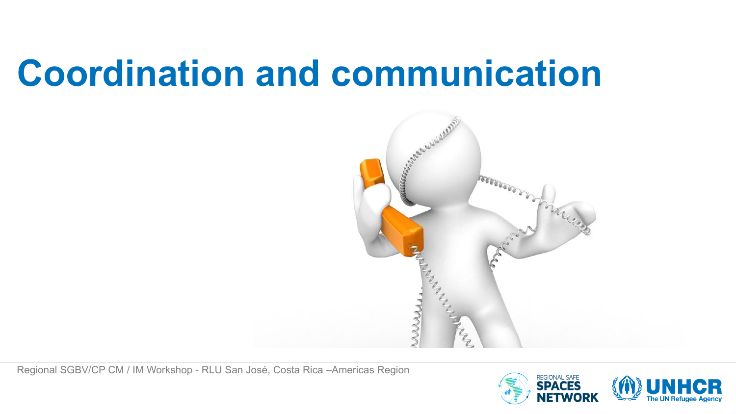# Coordination and communication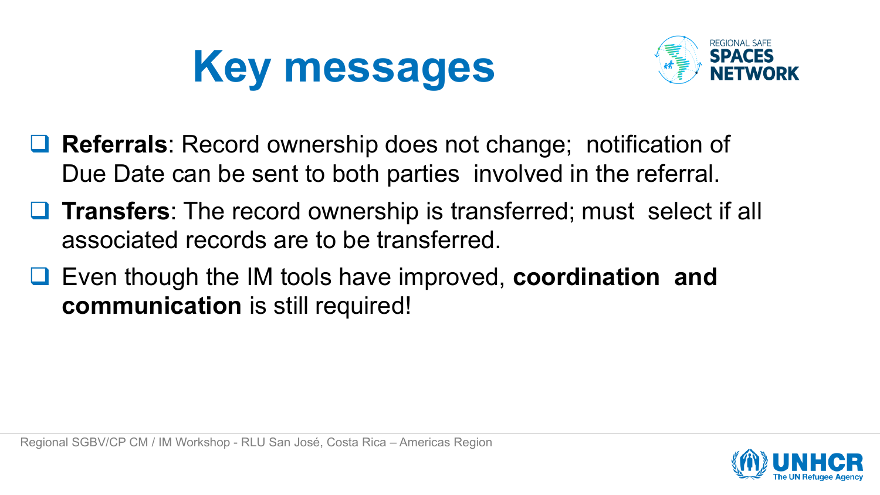# Key messages

REGIONAL SAFE SPACES NETWORK

- **Referrals**: Record ownership does not change; notification of Due Date can be sent to both parties involved in the referral.
- **Transfers**: The record ownership is transferred; must select if all associated records are to be transferred.
- Even though the IM tools have improved, **coordination and communication** is still required!

Regional SGBV/CP CM / IM Workshop - RLU San José, Costa Rica – Americas Region

UNHCR The UN Refugee Agency